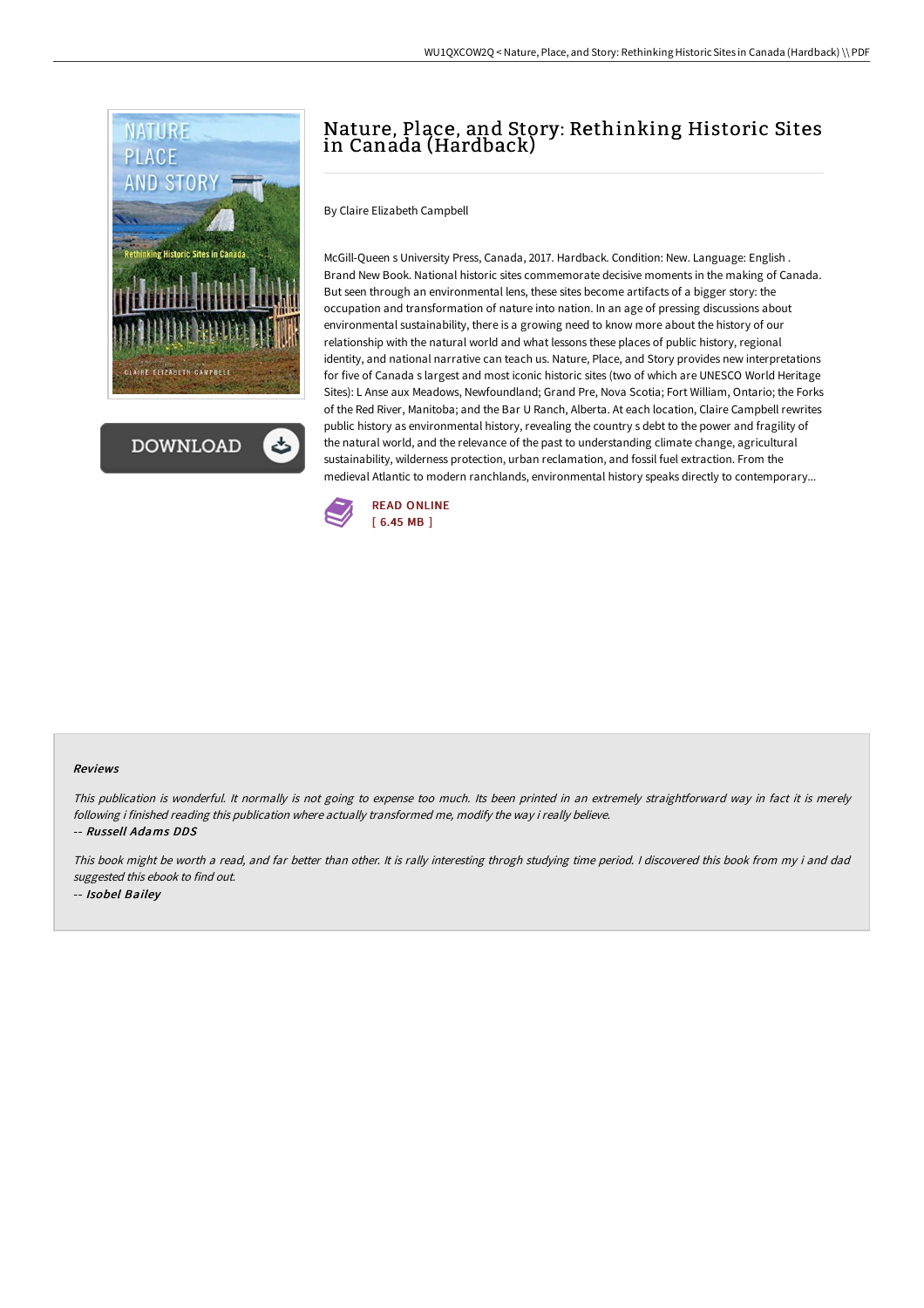# Nature, Place, and Story: Rethinking Historic Sites in Canada (Hardback)

By Claire Elizabeth Campbell

McGill-Queen s University Press, Canada, 2017. Hardback. Condition: New. Language: English . Brand New Book. National historic sites commemorate decisive moments in the making of Canada. But seen through an environmental lens, these sites become artifacts of a bigger story: the occupation and transformation of nature into nation. In an age of pressing discussions about environmental sustainability, there is a growing need to know more about the history of our relationship with the natural world and what lessons these places of public history, regional identity, and national narrative can teach us. Nature, Place, and Story provides new interpretations for five of Canada s largest and most iconic historic sites (two of which are UNESCO World Heritage Sites): L Anse aux Meadows, Newfoundland; Grand Pre, Nova Scotia; Fort William, Ontario; the Forks of the Red River, Manitoba; and the Bar U Ranch, Alberta. At each location, Claire Campbell rewrites public history as environmental history, revealing the country s debt to the power and fragility of the natural world, and the relevance of the past to understanding climate change, agricultural sustainability, wilderness protection, urban reclamation, and fossil fuel extraction. From the medieval Atlantic to modern ranchlands, environmental history speaks directly to contemporary...

READ ONLINE
[ 6.45 MB ]

### Reviews

*This publication is wonderful. It normally is not going to expense too much. Its been printed in an extremely straightforward way in fact it is merely following i finished reading this publication where actually transformed me, modify the way i really believe.*

*-- Russell Adams DDS*

*This book might be worth a read, and far better than other. It is rally interesting throgh studying time period. I discovered this book from my i and dad suggested this ebook to find out.*

*-- Isobel Bailey*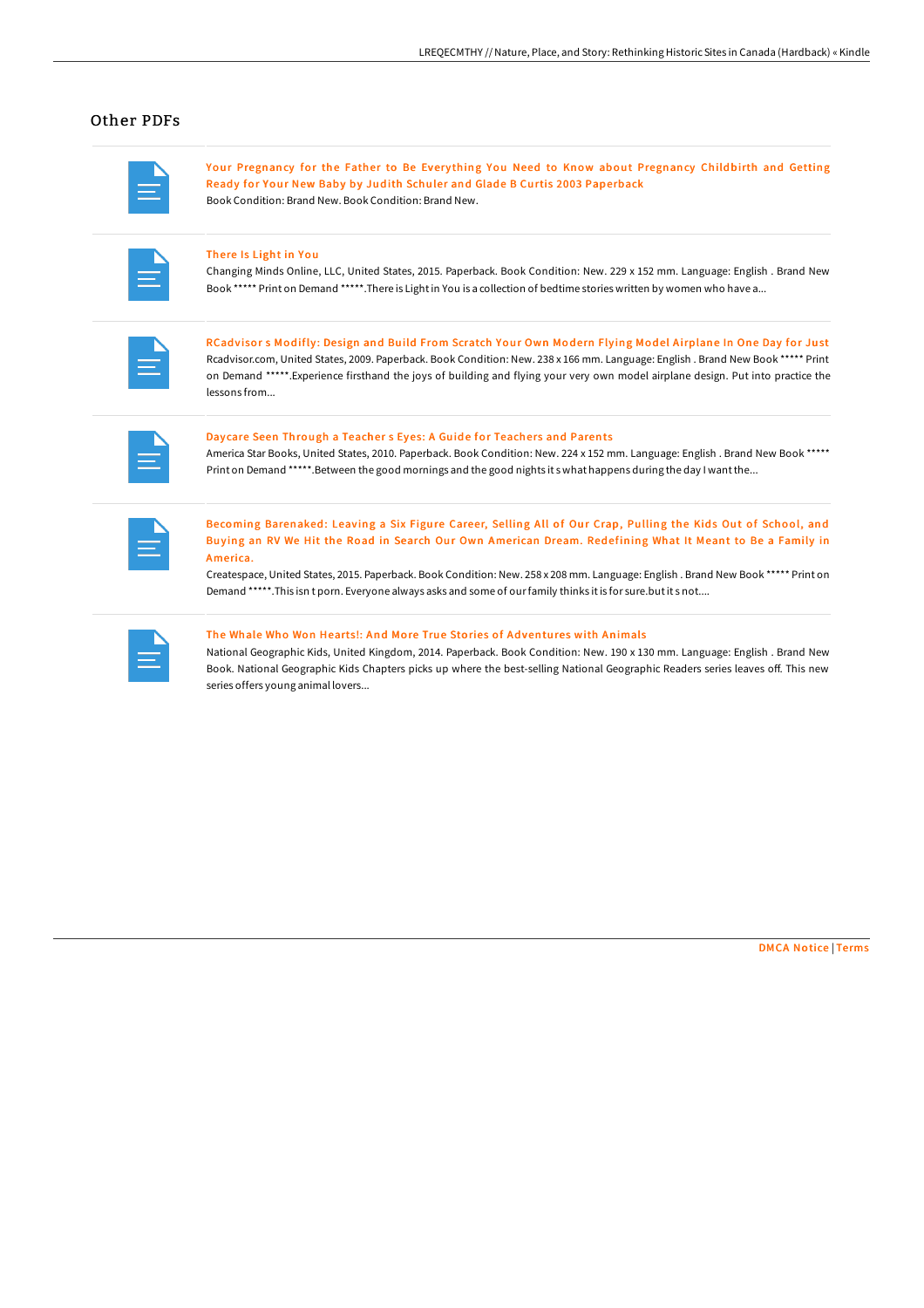## Other PDFs

**Your Pregnancy for the Father to Be Everything You Need to Know about Pregnancy Childbirth and Getting Ready for Your New Baby by Judith Schuler and Glade B Curtis 2003 Paperback**

Book Condition: Brand New. Book Condition: Brand New.

**There Is Light in You**

Changing Minds Online, LLC, United States, 2015. Paperback. Book Condition: New. 229 x 152 mm. Language: English . Brand New Book ***** Print on Demand *****.There is Light in You is a collection of bedtime stories written by women who have a...

**RCadvisor s Modifly: Design and Build From Scratch Your Own Modern Flying Model Airplane In One Day for Just**

Rcadvisor.com, United States, 2009. Paperback. Book Condition: New. 238 x 166 mm. Language: English . Brand New Book ***** Print on Demand *****.Experience firsthand the joys of building and flying your very own model airplane design. Put into practice the lessons from...

**Daycare Seen Through a Teacher s Eyes: A Guide for Teachers and Parents**

America Star Books, United States, 2010. Paperback. Book Condition: New. 224 x 152 mm. Language: English . Brand New Book ***** Print on Demand *****.Between the good mornings and the good nights it s what happens during the day I want the...

**Becoming Barenaked: Leaving a Six Figure Career, Selling All of Our Crap, Pulling the Kids Out of School, and Buying an RV We Hit the Road in Search Our Own American Dream. Redefining What It Meant to Be a Family in America.**

Createspace, United States, 2015. Paperback. Book Condition: New. 258 x 208 mm. Language: English . Brand New Book ***** Print on Demand *****.This isn t porn. Everyone always asks and some of our family thinks it is for sure.but it s not....

**The Whale Who Won Hearts!: And More True Stories of Adventures with Animals**

National Geographic Kids, United Kingdom, 2014. Paperback. Book Condition: New. 190 x 130 mm. Language: English . Brand New Book. National Geographic Kids Chapters picks up where the best-selling National Geographic Readers series leaves off. This new series offers young animal lovers...